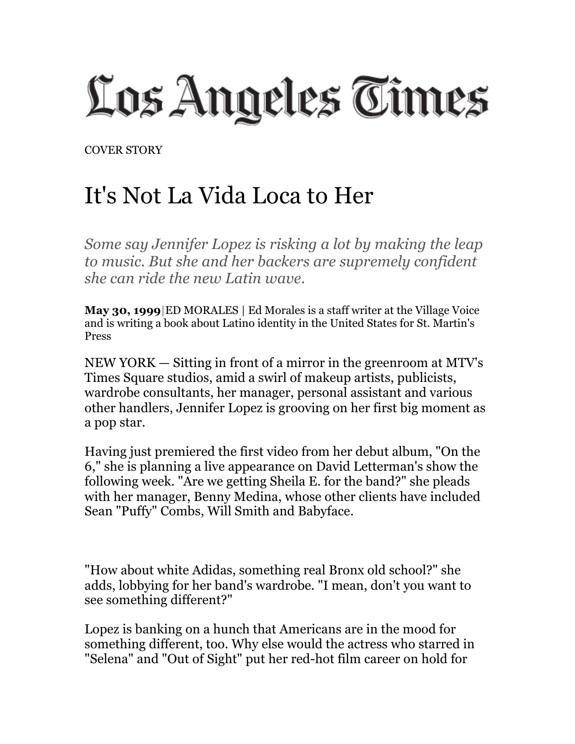# Los Angeles Times

COVER STORY

## It's Not La Vida Loca to Her

*Some say Jennifer Lopez is risking a lot by making the leap to music. But she and her backers are supremely confident she can ride the new Latin wave.*

**May 30, 1999**|ED MORALES | Ed Morales is a staff writer at the Village Voice and is writing a book about Latino identity in the United States for St. Martin's Press

NEW YORK — Sitting in front of a mirror in the greenroom at MTV's Times Square studios, amid a swirl of makeup artists, publicists, wardrobe consultants, her manager, personal assistant and various other handlers, Jennifer Lopez is grooving on her first big moment as a pop star.

Having just premiered the first video from her debut album, "On the 6," she is planning a live appearance on David Letterman's show the following week. "Are we getting Sheila E. for the band?" she pleads with her manager, Benny Medina, whose other clients have included Sean "Puffy" Combs, Will Smith and Babyface.

"How about white Adidas, something real Bronx old school?" she adds, lobbying for her band's wardrobe. "I mean, don't you want to see something different?"

Lopez is banking on a hunch that Americans are in the mood for something different, too. Why else would the actress who starred in "Selena" and "Out of Sight" put her red-hot film career on hold for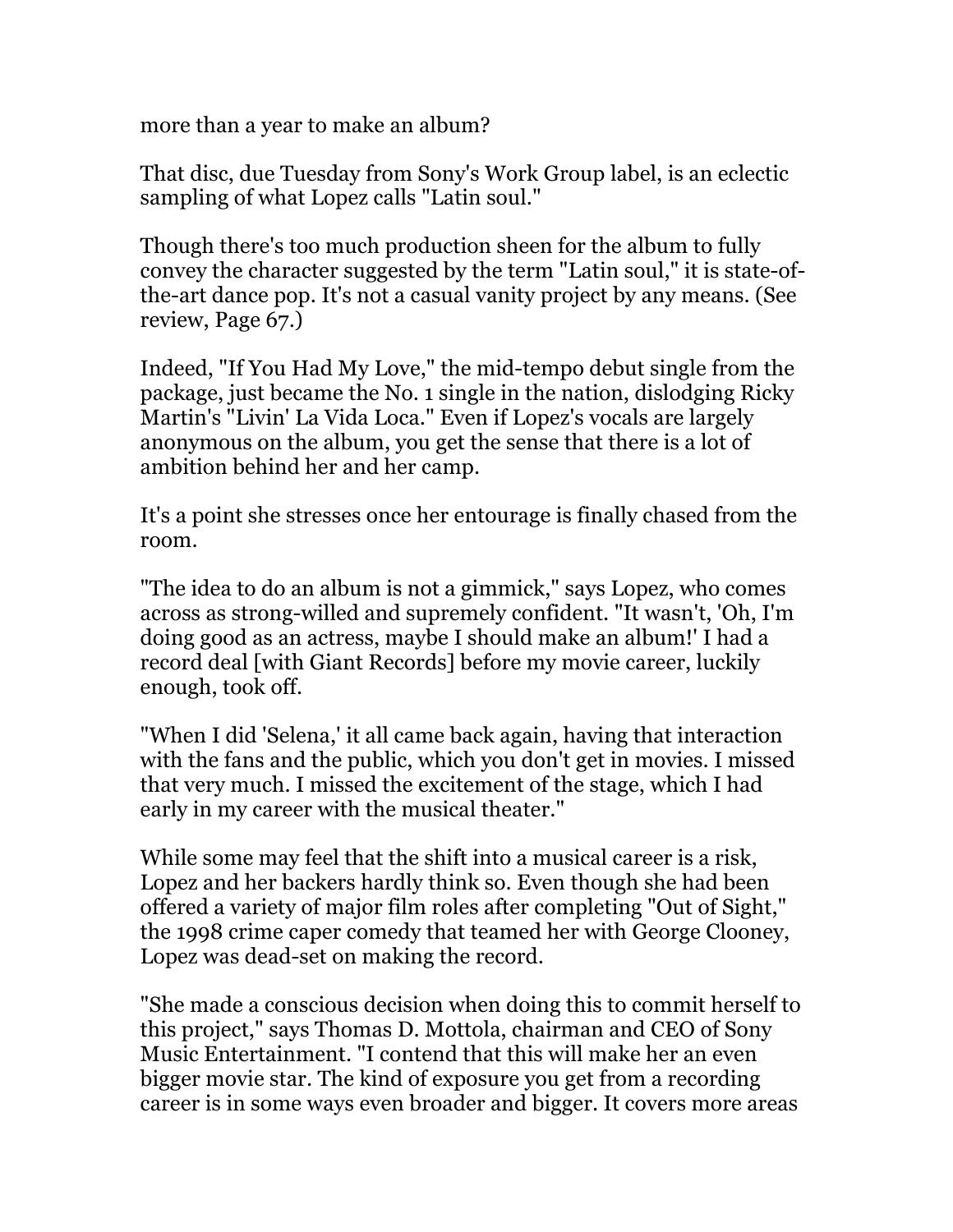more than a year to make an album?

That disc, due Tuesday from Sony's Work Group label, is an eclectic sampling of what Lopez calls "Latin soul."

Though there's too much production sheen for the album to fully convey the character suggested by the term "Latin soul," it is state-of-the-art dance pop. It's not a casual vanity project by any means. (See review, Page 67.)

Indeed, "If You Had My Love," the mid-tempo debut single from the package, just became the No. 1 single in the nation, dislodging Ricky Martin's "Livin' La Vida Loca." Even if Lopez's vocals are largely anonymous on the album, you get the sense that there is a lot of ambition behind her and her camp.

It's a point she stresses once her entourage is finally chased from the room.

"The idea to do an album is not a gimmick," says Lopez, who comes across as strong-willed and supremely confident. "It wasn't, 'Oh, I'm doing good as an actress, maybe I should make an album!' I had a record deal [with Giant Records] before my movie career, luckily enough, took off.

"When I did 'Selena,' it all came back again, having that interaction with the fans and the public, which you don't get in movies. I missed that very much. I missed the excitement of the stage, which I had early in my career with the musical theater."

While some may feel that the shift into a musical career is a risk, Lopez and her backers hardly think so. Even though she had been offered a variety of major film roles after completing "Out of Sight," the 1998 crime caper comedy that teamed her with George Clooney, Lopez was dead-set on making the record.

"She made a conscious decision when doing this to commit herself to this project," says Thomas D. Mottola, chairman and CEO of Sony Music Entertainment. "I contend that this will make her an even bigger movie star. The kind of exposure you get from a recording career is in some ways even broader and bigger. It covers more areas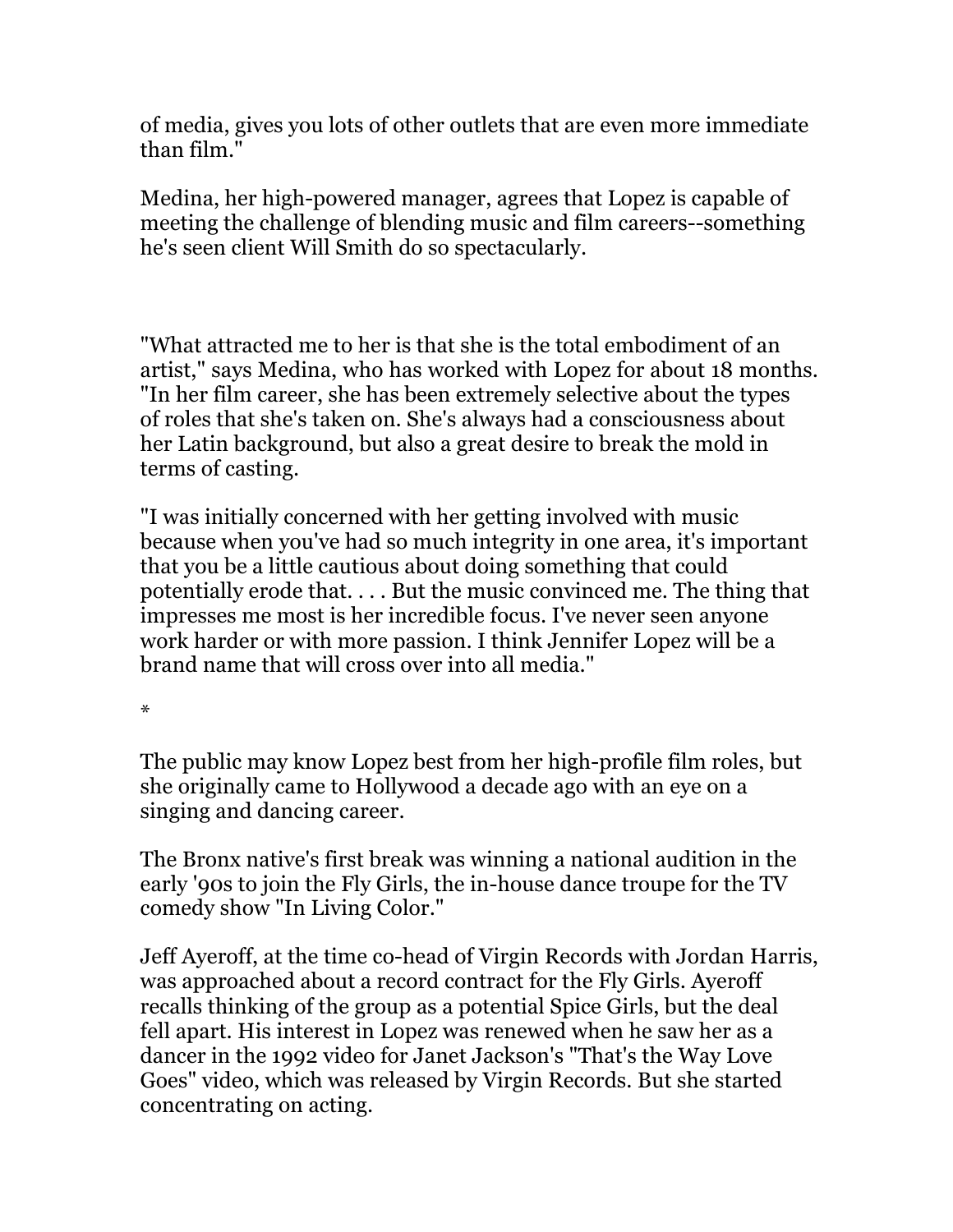of media, gives you lots of other outlets that are even more immediate than film."

Medina, her high-powered manager, agrees that Lopez is capable of meeting the challenge of blending music and film careers--something he's seen client Will Smith do so spectacularly.

"What attracted me to her is that she is the total embodiment of an artist," says Medina, who has worked with Lopez for about 18 months. "In her film career, she has been extremely selective about the types of roles that she's taken on. She's always had a consciousness about her Latin background, but also a great desire to break the mold in terms of casting.

"I was initially concerned with her getting involved with music because when you've had so much integrity in one area, it's important that you be a little cautious about doing something that could potentially erode that. . . . But the music convinced me. The thing that impresses me most is her incredible focus. I've never seen anyone work harder or with more passion. I think Jennifer Lopez will be a brand name that will cross over into all media."

*

The public may know Lopez best from her high-profile film roles, but she originally came to Hollywood a decade ago with an eye on a singing and dancing career.

The Bronx native's first break was winning a national audition in the early '90s to join the Fly Girls, the in-house dance troupe for the TV comedy show "In Living Color."

Jeff Ayeroff, at the time co-head of Virgin Records with Jordan Harris, was approached about a record contract for the Fly Girls. Ayeroff recalls thinking of the group as a potential Spice Girls, but the deal fell apart. His interest in Lopez was renewed when he saw her as a dancer in the 1992 video for Janet Jackson's "That's the Way Love Goes" video, which was released by Virgin Records. But she started concentrating on acting.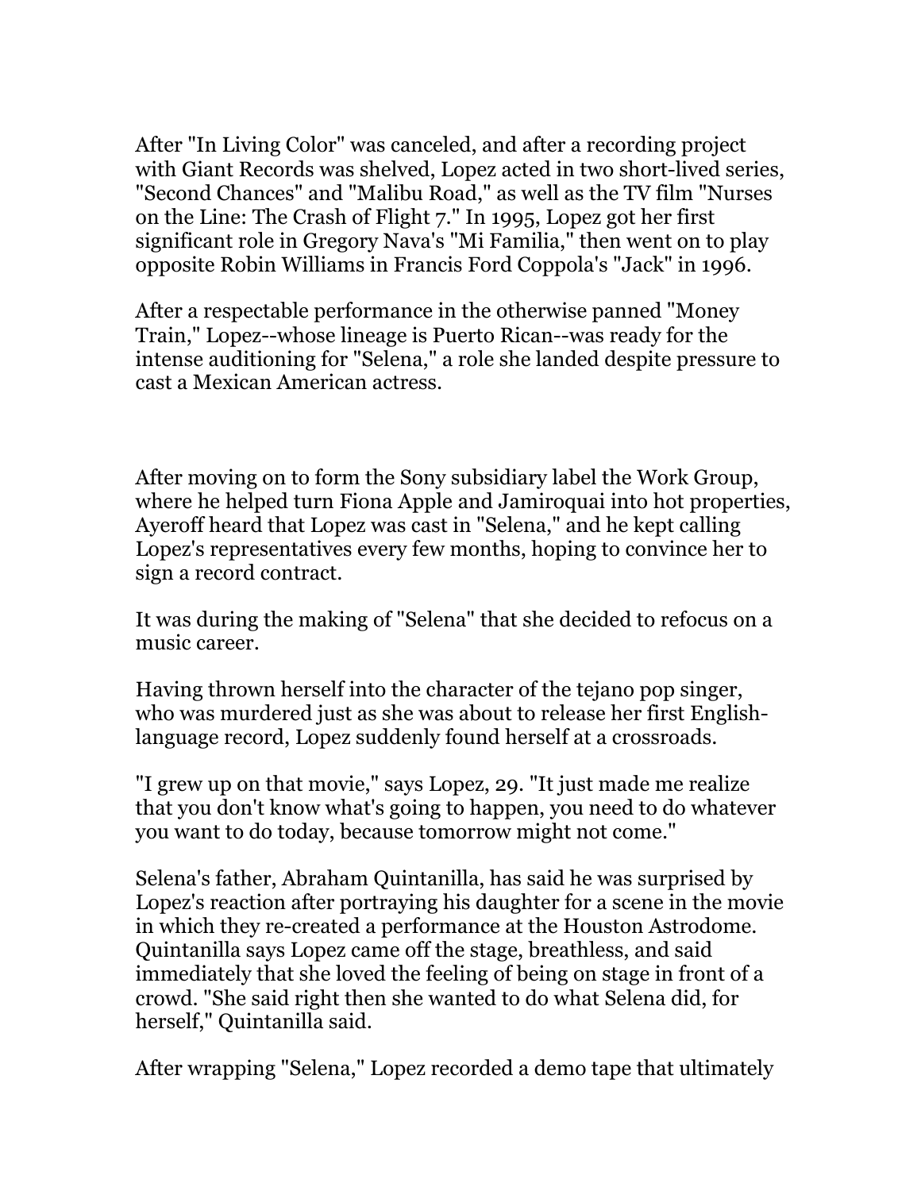After "In Living Color" was canceled, and after a recording project with Giant Records was shelved, Lopez acted in two short-lived series, "Second Chances" and "Malibu Road," as well as the TV film "Nurses on the Line: The Crash of Flight 7." In 1995, Lopez got her first significant role in Gregory Nava's "Mi Familia," then went on to play opposite Robin Williams in Francis Ford Coppola's "Jack" in 1996.

After a respectable performance in the otherwise panned "Money Train," Lopez--whose lineage is Puerto Rican--was ready for the intense auditioning for "Selena," a role she landed despite pressure to cast a Mexican American actress.

After moving on to form the Sony subsidiary label the Work Group, where he helped turn Fiona Apple and Jamiroquai into hot properties, Ayeroff heard that Lopez was cast in "Selena," and he kept calling Lopez's representatives every few months, hoping to convince her to sign a record contract.

It was during the making of "Selena" that she decided to refocus on a music career.

Having thrown herself into the character of the tejano pop singer, who was murdered just as she was about to release her first English-language record, Lopez suddenly found herself at a crossroads.

"I grew up on that movie," says Lopez, 29. "It just made me realize that you don't know what's going to happen, you need to do whatever you want to do today, because tomorrow might not come."

Selena's father, Abraham Quintanilla, has said he was surprised by Lopez's reaction after portraying his daughter for a scene in the movie in which they re-created a performance at the Houston Astrodome. Quintanilla says Lopez came off the stage, breathless, and said immediately that she loved the feeling of being on stage in front of a crowd. "She said right then she wanted to do what Selena did, for herself," Quintanilla said.

After wrapping "Selena," Lopez recorded a demo tape that ultimately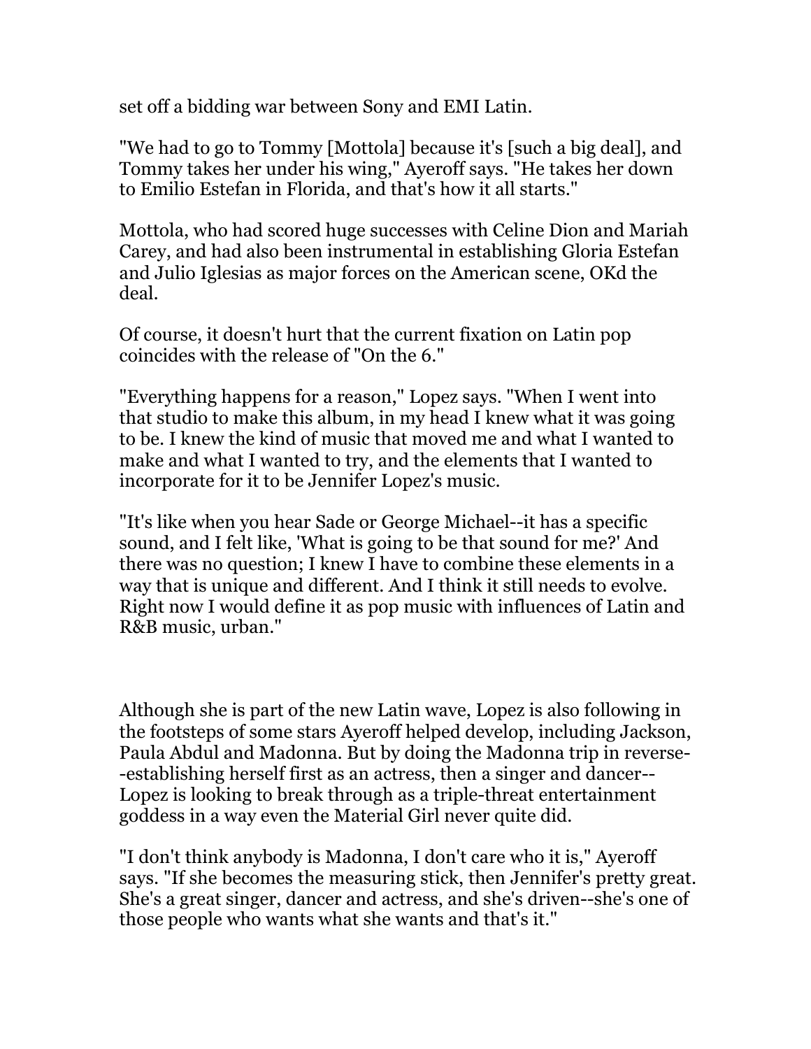set off a bidding war between Sony and EMI Latin.

"We had to go to Tommy [Mottola] because it's [such a big deal], and Tommy takes her under his wing," Ayeroff says. "He takes her down to Emilio Estefan in Florida, and that's how it all starts."

Mottola, who had scored huge successes with Celine Dion and Mariah Carey, and had also been instrumental in establishing Gloria Estefan and Julio Iglesias as major forces on the American scene, OKd the deal.

Of course, it doesn't hurt that the current fixation on Latin pop coincides with the release of "On the 6."

"Everything happens for a reason," Lopez says. "When I went into that studio to make this album, in my head I knew what it was going to be. I knew the kind of music that moved me and what I wanted to make and what I wanted to try, and the elements that I wanted to incorporate for it to be Jennifer Lopez's music.

"It's like when you hear Sade or George Michael--it has a specific sound, and I felt like, 'What is going to be that sound for me?' And there was no question; I knew I have to combine these elements in a way that is unique and different. And I think it still needs to evolve. Right now I would define it as pop music with influences of Latin and R&B music, urban."

Although she is part of the new Latin wave, Lopez is also following in the footsteps of some stars Ayeroff helped develop, including Jackson, Paula Abdul and Madonna. But by doing the Madonna trip in reverse--establishing herself first as an actress, then a singer and dancer--Lopez is looking to break through as a triple-threat entertainment goddess in a way even the Material Girl never quite did.

"I don't think anybody is Madonna, I don't care who it is," Ayeroff says. "If she becomes the measuring stick, then Jennifer's pretty great. She's a great singer, dancer and actress, and she's driven--she's one of those people who wants what she wants and that's it."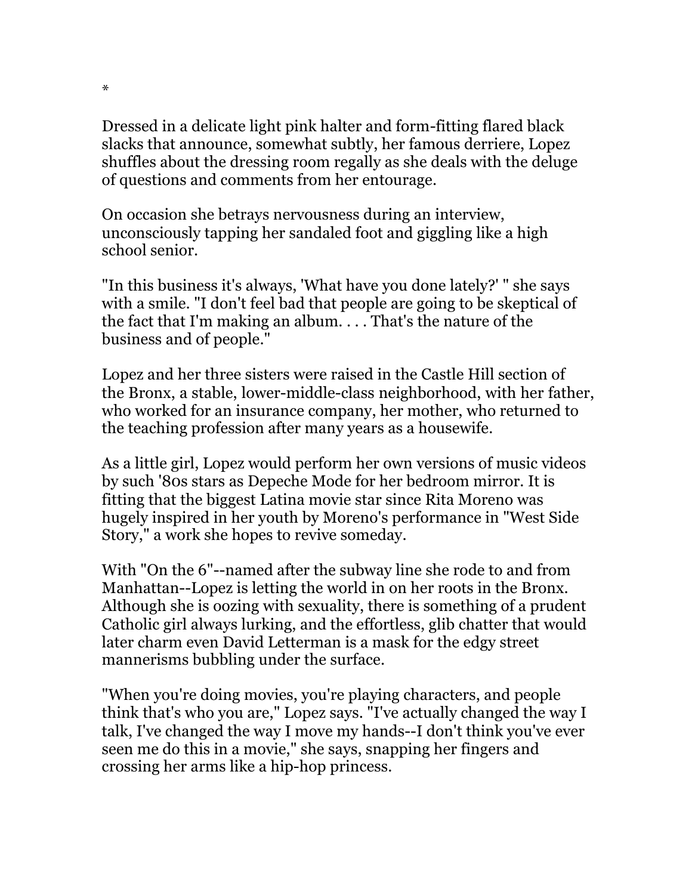*

Dressed in a delicate light pink halter and form-fitting flared black slacks that announce, somewhat subtly, her famous derriere, Lopez shuffles about the dressing room regally as she deals with the deluge of questions and comments from her entourage.

On occasion she betrays nervousness during an interview, unconsciously tapping her sandaled foot and giggling like a high school senior.

"In this business it's always, 'What have you done lately?' " she says with a smile. "I don't feel bad that people are going to be skeptical of the fact that I'm making an album. . . . That's the nature of the business and of people."

Lopez and her three sisters were raised in the Castle Hill section of the Bronx, a stable, lower-middle-class neighborhood, with her father, who worked for an insurance company, her mother, who returned to the teaching profession after many years as a housewife.

As a little girl, Lopez would perform her own versions of music videos by such '80s stars as Depeche Mode for her bedroom mirror. It is fitting that the biggest Latina movie star since Rita Moreno was hugely inspired in her youth by Moreno's performance in "West Side Story," a work she hopes to revive someday.

With "On the 6"--named after the subway line she rode to and from Manhattan--Lopez is letting the world in on her roots in the Bronx. Although she is oozing with sexuality, there is something of a prudent Catholic girl always lurking, and the effortless, glib chatter that would later charm even David Letterman is a mask for the edgy street mannerisms bubbling under the surface.

"When you're doing movies, you're playing characters, and people think that's who you are," Lopez says. "I've actually changed the way I talk, I've changed the way I move my hands--I don't think you've ever seen me do this in a movie," she says, snapping her fingers and crossing her arms like a hip-hop princess.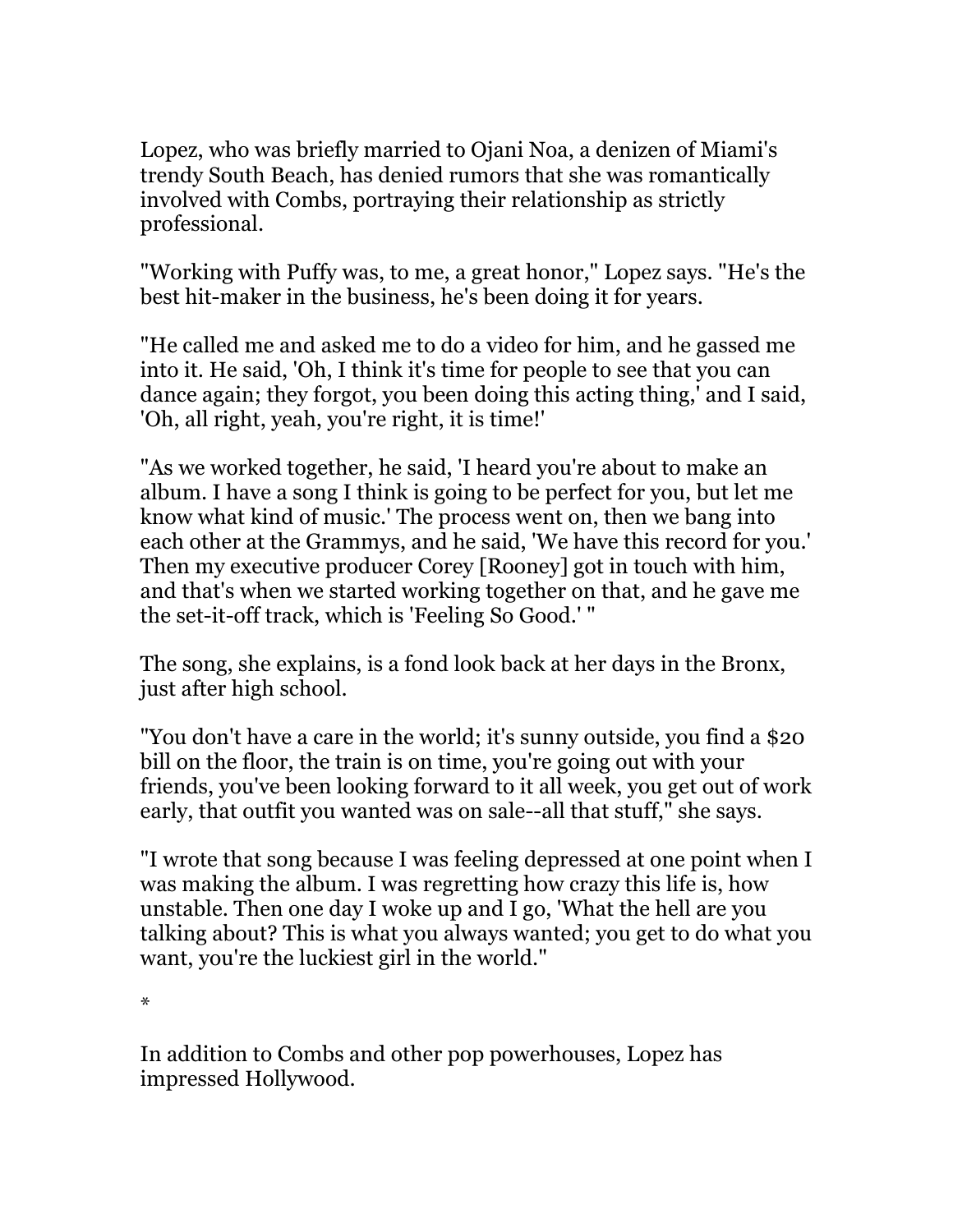Lopez, who was briefly married to Ojani Noa, a denizen of Miami's trendy South Beach, has denied rumors that she was romantically involved with Combs, portraying their relationship as strictly professional.

"Working with Puffy was, to me, a great honor," Lopez says. "He's the best hit-maker in the business, he's been doing it for years.

"He called me and asked me to do a video for him, and he gassed me into it. He said, 'Oh, I think it's time for people to see that you can dance again; they forgot, you been doing this acting thing,' and I said, 'Oh, all right, yeah, you're right, it is time!'

"As we worked together, he said, 'I heard you're about to make an album. I have a song I think is going to be perfect for you, but let me know what kind of music.' The process went on, then we bang into each other at the Grammys, and he said, 'We have this record for you.' Then my executive producer Corey [Rooney] got in touch with him, and that's when we started working together on that, and he gave me the set-it-off track, which is 'Feeling So Good.' "

The song, she explains, is a fond look back at her days in the Bronx, just after high school.

"You don't have a care in the world; it's sunny outside, you find a $20 bill on the floor, the train is on time, you're going out with your friends, you've been looking forward to it all week, you get out of work early, that outfit you wanted was on sale--all that stuff," she says.

"I wrote that song because I was feeling depressed at one point when I was making the album. I was regretting how crazy this life is, how unstable. Then one day I woke up and I go, 'What the hell are you talking about? This is what you always wanted; you get to do what you want, you're the luckiest girl in the world."

*

In addition to Combs and other pop powerhouses, Lopez has impressed Hollywood.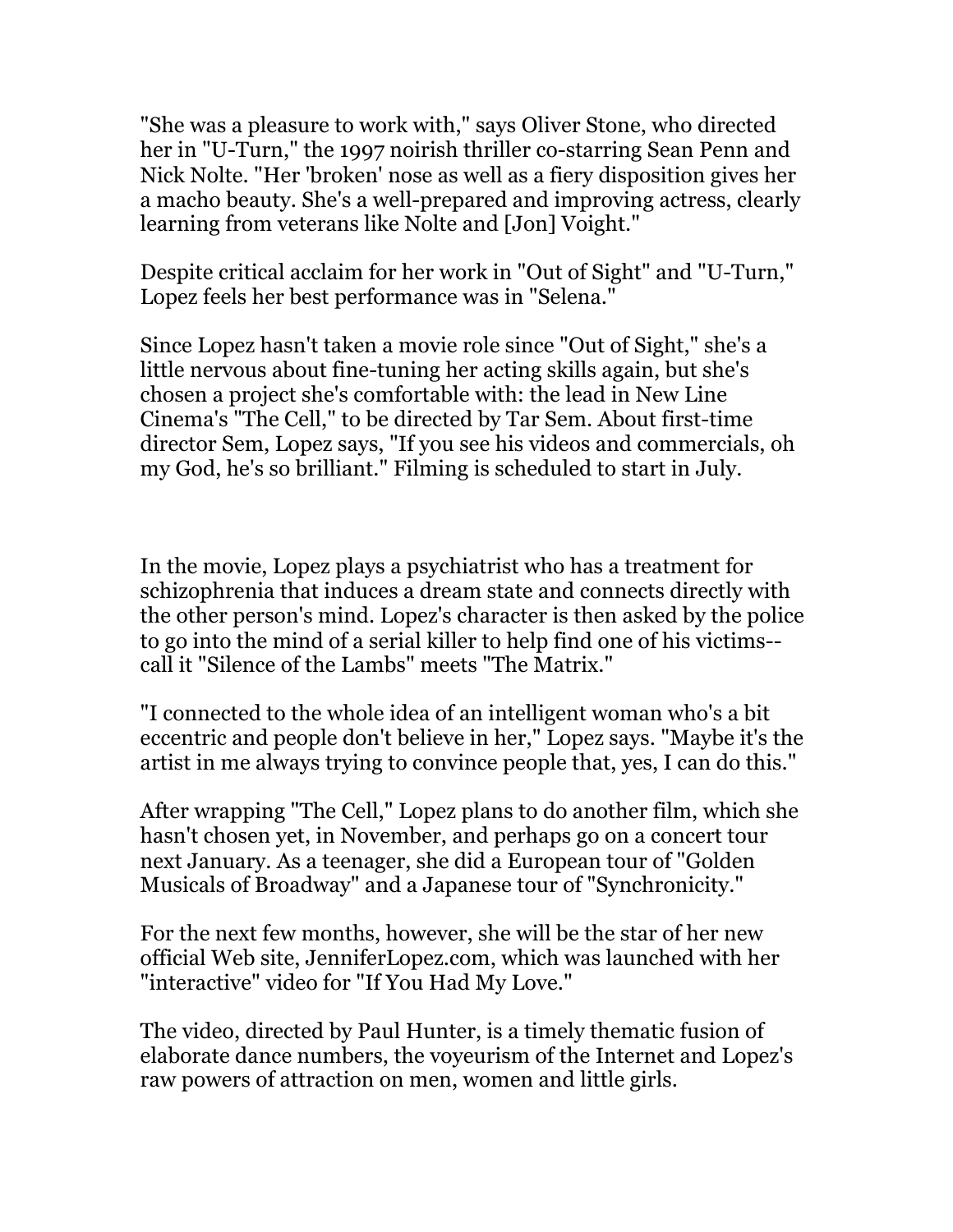"She was a pleasure to work with," says Oliver Stone, who directed her in "U-Turn," the 1997 noirish thriller co-starring Sean Penn and Nick Nolte. "Her 'broken' nose as well as a fiery disposition gives her a macho beauty. She's a well-prepared and improving actress, clearly learning from veterans like Nolte and [Jon] Voight."

Despite critical acclaim for her work in "Out of Sight" and "U-Turn," Lopez feels her best performance was in "Selena."

Since Lopez hasn't taken a movie role since "Out of Sight," she's a little nervous about fine-tuning her acting skills again, but she's chosen a project she's comfortable with: the lead in New Line Cinema's "The Cell," to be directed by Tar Sem. About first-time director Sem, Lopez says, "If you see his videos and commercials, oh my God, he's so brilliant." Filming is scheduled to start in July.

In the movie, Lopez plays a psychiatrist who has a treatment for schizophrenia that induces a dream state and connects directly with the other person's mind. Lopez's character is then asked by the police to go into the mind of a serial killer to help find one of his victims--call it "Silence of the Lambs" meets "The Matrix."

"I connected to the whole idea of an intelligent woman who's a bit eccentric and people don't believe in her," Lopez says. "Maybe it's the artist in me always trying to convince people that, yes, I can do this."

After wrapping "The Cell," Lopez plans to do another film, which she hasn't chosen yet, in November, and perhaps go on a concert tour next January. As a teenager, she did a European tour of "Golden Musicals of Broadway" and a Japanese tour of "Synchronicity."

For the next few months, however, she will be the star of her new official Web site, JenniferLopez.com, which was launched with her "interactive" video for "If You Had My Love."

The video, directed by Paul Hunter, is a timely thematic fusion of elaborate dance numbers, the voyeurism of the Internet and Lopez's raw powers of attraction on men, women and little girls.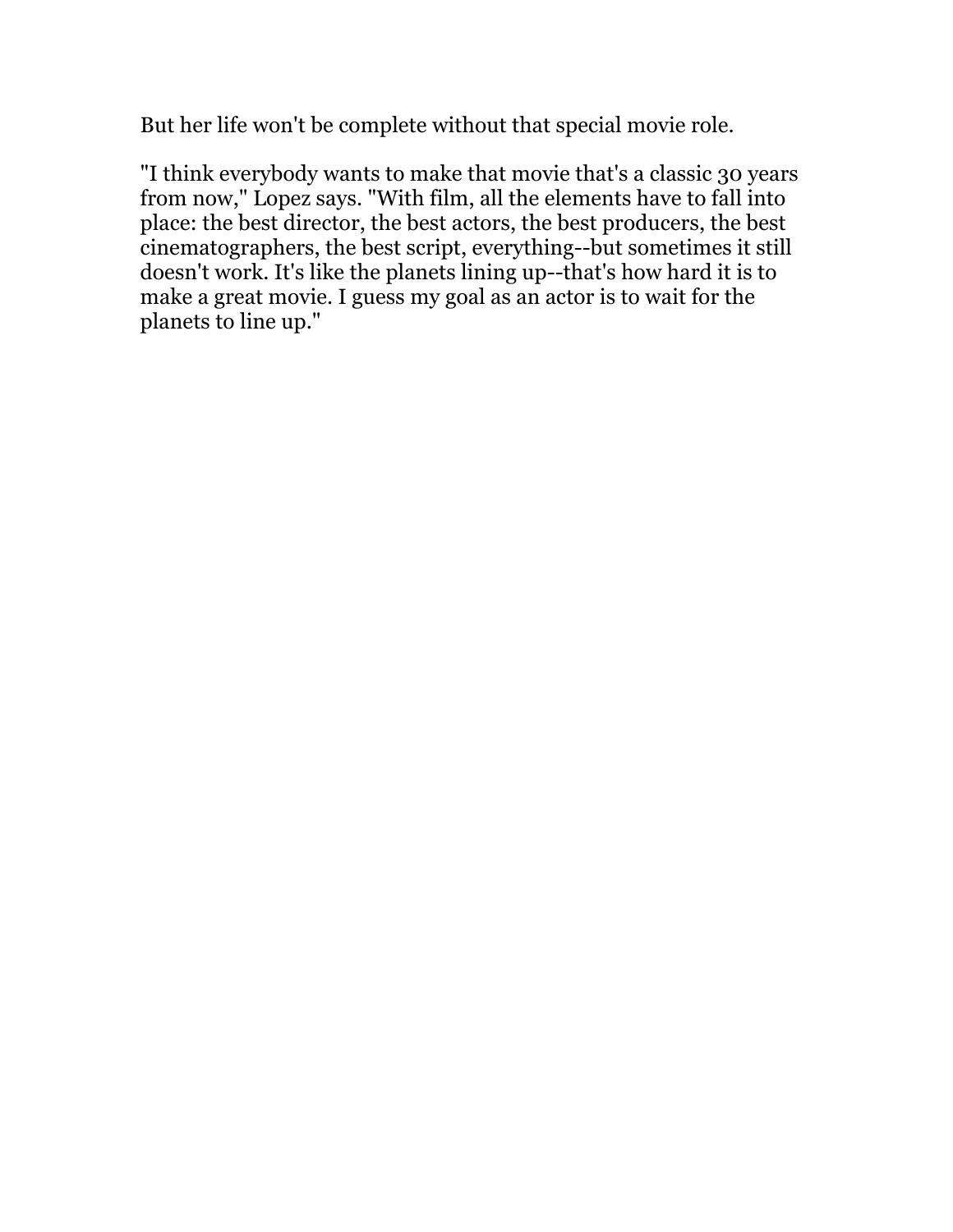But her life won't be complete without that special movie role.

"I think everybody wants to make that movie that's a classic 30 years from now," Lopez says. "With film, all the elements have to fall into place: the best director, the best actors, the best producers, the best cinematographers, the best script, everything--but sometimes it still doesn't work. It's like the planets lining up--that's how hard it is to make a great movie. I guess my goal as an actor is to wait for the planets to line up."